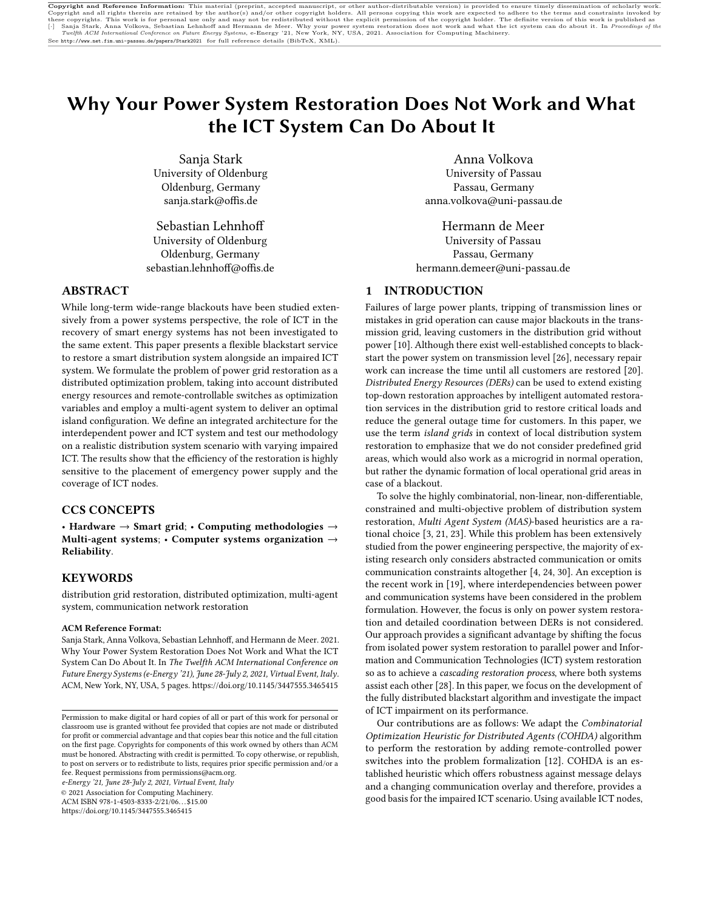Copyright and Reference Information: This material (preprint, accepted manuscript, or other author-distributable version) is provided to ensure timely dissemination of scholarly work. Copyright and all rights therein are retained by the author(s) and/or other copyright holders. All persons copying this work are expected to adhere to the terms and constraints invoked by these copyrights. This work is for personal use only and may not be redistributed without the explicit permission of the copyright holder. The definite version of this work is published as [·] Sanja Stark, Anna Volkova, Sebastian Lehnhoff and Hermann de Meer. Why your power system restoration does not work and what the ict system can do about it. In *Proceedings of the Twelfth ACM International Conference on Future Energy Systems*, e-Energy '21, New York, NY, USA, 2021. Association for Computing Machinery.
See http://www.net.fim.uni-passau.de/papers/Stark2021 for full reference details (BibTeX, XML).

# Why Your Power System Restoration Does Not Work and What the ICT System Can Do About It

Sanja Stark
University of Oldenburg
Oldenburg, Germany
sanja.stark@offis.de

Anna Volkova
University of Passau
Passau, Germany
anna.volkova@uni-passau.de

Sebastian Lehnhoff
University of Oldenburg
Oldenburg, Germany
sebastian.lehnhoff@offis.de

Hermann de Meer
University of Passau
Passau, Germany
hermann.demeer@uni-passau.de

## ABSTRACT

While long-term wide-range blackouts have been studied extensively from a power systems perspective, the role of ICT in the recovery of smart energy systems has not been investigated to the same extent. This paper presents a flexible blackstart service to restore a smart distribution system alongside an impaired ICT system. We formulate the problem of power grid restoration as a distributed optimization problem, taking into account distributed energy resources and remote-controllable switches as optimization variables and employ a multi-agent system to deliver an optimal island configuration. We define an integrated architecture for the interdependent power and ICT system and test our methodology on a realistic distribution system scenario with varying impaired ICT. The results show that the efficiency of the restoration is highly sensitive to the placement of emergency power supply and the coverage of ICT nodes.

## CCS CONCEPTS

• **Hardware** → **Smart grid**; • **Computing methodologies** → **Multi-agent systems**; • **Computer systems organization** → **Reliability**.

## KEYWORDS

distribution grid restoration, distributed optimization, multi-agent system, communication network restoration

**ACM Reference Format:**
Sanja Stark, Anna Volkova, Sebastian Lehnhoff, and Hermann de Meer. 2021. Why Your Power System Restoration Does Not Work and What the ICT System Can Do About It. In *The Twelfth ACM International Conference on Future Energy Systems (e-Energy '21), June 28-July 2, 2021, Virtual Event, Italy.* ACM, New York, NY, USA, 5 pages. https://doi.org/10.1145/3447555.3465415

Permission to make digital or hard copies of all or part of this work for personal or classroom use is granted without fee provided that copies are not made or distributed for profit or commercial advantage and that copies bear this notice and the full citation on the first page. Copyrights for components of this work owned by others than ACM must be honored. Abstracting with credit is permitted. To copy otherwise, or republish, to post on servers or to redistribute to lists, requires prior specific permission and/or a fee. Request permissions from permissions@acm.org.
*e-Energy '21, June 28-July 2, 2021, Virtual Event, Italy*
© 2021 Association for Computing Machinery.
ACM ISBN 978-1-4503-8333-2/21/06…$15.00
https://doi.org/10.1145/3447555.3465415

## 1 INTRODUCTION

Failures of large power plants, tripping of transmission lines or mistakes in grid operation can cause major blackouts in the transmission grid, leaving customers in the distribution grid without power [10]. Although there exist well-established concepts to black-start the power system on transmission level [26], necessary repair work can increase the time until all customers are restored [20]. *Distributed Energy Resources (DERs)* can be used to extend existing top-down restoration approaches by intelligent automated restoration services in the distribution grid to restore critical loads and reduce the general outage time for customers. In this paper, we use the term *island grids* in context of local distribution system restoration to emphasize that we do not consider predefined grid areas, which would also work as a microgrid in normal operation, but rather the dynamic formation of local operational grid areas in case of a blackout.

To solve the highly combinatorial, non-linear, non-differentiable, constrained and multi-objective problem of distribution system restoration, *Multi Agent System (MAS)*-based heuristics are a rational choice [3, 21, 23]. While this problem has been extensively studied from the power engineering perspective, the majority of existing research only considers abstracted communication or omits communication constraints altogether [4, 24, 30]. An exception is the recent work in [19], where interdependencies between power and communication systems have been considered in the problem formulation. However, the focus is only on power system restoration and detailed coordination between DERs is not considered. Our approach provides a significant advantage by shifting the focus from isolated power system restoration to parallel power and Information and Communication Technologies (ICT) system restoration so as to achieve a *cascading restoration process*, where both systems assist each other [28]. In this paper, we focus on the development of the fully distributed blackstart algorithm and investigate the impact of ICT impairment on its performance.

Our contributions are as follows: We adapt the *Combinatorial Optimization Heuristic for Distributed Agents (COHDA)* algorithm to perform the restoration by adding remote-controlled power switches into the problem formalization [12]. COHDA is an established heuristic which offers robustness against message delays and a changing communication overlay and therefore, provides a good basis for the impaired ICT scenario. Using available ICT nodes,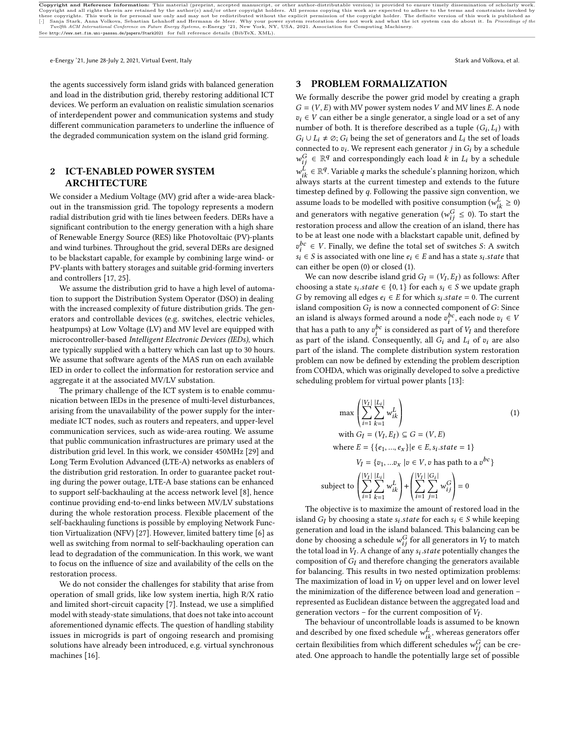the agents successively form island grids with balanced generation and load in the distribution grid, thereby restoring additional ICT devices. We perform an evaluation on realistic simulation scenarios of interdependent power and communication systems and study different communication parameters to underline the influence of the degraded communication system on the island grid forming.

## 2 ICT-ENABLED POWER SYSTEM ARCHITECTURE

We consider a Medium Voltage (MV) grid after a wide-area blackout in the transmission grid. The topology represents a modern radial distribution grid with tie lines between feeders. DERs have a significant contribution to the energy generation with a high share of Renewable Energy Source (RES) like Photovoltaic (PV)-plants and wind turbines. Throughout the grid, several DERs are designed to be blackstart capable, for example by combining large wind- or PV-plants with battery storages and suitable grid-forming inverters and controllers [17, 25].

We assume the distribution grid to have a high level of automation to support the Distribution System Operator (DSO) in dealing with the increased complexity of future distribution grids. The generators and controllable devices (e.g. switches, electric vehicles, heatpumps) at Low Voltage (LV) and MV level are equipped with microcontroller-based *Intelligent Electronic Devices (IEDs)*, which are typically supplied with a battery which can last up to 30 hours. We assume that software agents of the MAS run on each available IED in order to collect the information for restoration service and aggregate it at the associated MV/LV substation.

The primary challenge of the ICT system is to enable communication between IEDs in the presence of multi-level disturbances, arising from the unavailability of the power supply for the intermediate ICT nodes, such as routers and repeaters, and upper-level communication services, such as wide-area routing. We assume that public communication infrastructures are primary used at the distribution grid level. In this work, we consider 450MHz [29] and Long Term Evolution Advanced (LTE-A) networks as enablers of the distribution grid restoration. In order to guarantee packet routing during the power outage, LTE-A base stations can be enhanced to support self-backhauling at the access network level [8], hence continue providing end-to-end links between MV/LV substations during the whole restoration process. Flexible placement of the self-backhauling functions is possible by employing Network Function Virtualization (NFV) [27]. However, limited battery time [6] as well as switching from normal to self-backhauling operation can lead to degradation of the communication. In this work, we want to focus on the influence of size and availability of the cells on the restoration process.

We do not consider the challenges for stability that arise from operation of small grids, like low system inertia, high R/X ratio and limited short-circuit capacity [7]. Instead, we use a simplified model with steady-state simulations, that does not take into account aforementioned dynamic effects. The question of handling stability issues in microgrids is part of ongoing research and promising solutions have already been introduced, e.g. virtual synchronous machines [16].

## 3 PROBLEM FORMALIZATION

We formally describe the power grid model by creating a graph $G = (V, E)$ with MV power system nodes $V$ and MV lines $E$. A node $v_i \in V$ can either be a single generator, a single load or a set of any number of both. It is therefore described as a tuple $(G_i, L_i)$ with $G_i \cup L_i \neq \emptyset$; $G_i$ being the set of generators and $L_i$ the set of loads connected to $v_i$. We represent each generator $j$ in $G_i$ by a schedule $w_{ij}^G \in \mathbb{R}^q$ and correspondingly each load $k$ in $L_i$ by a schedule $w_{ik}^L \in \mathbb{R}^q$. Variable $q$ marks the schedule's planning horizon, which always starts at the current timestep and extends to the future timestep defined by $q$. Following the passive sign convention, we assume loads to be modelled with positive consumption ($w_{ik}^L \geq 0$) and generators with negative generation ($w_{ij}^G \leq 0$). To start the restoration process and allow the creation of an island, there has to be at least one node with a blackstart capable unit, defined by $v_i^{bc} \in V$. Finally, we define the total set of switches $S$: A switch $s_i \in S$ is associated with one line $e_i \in E$ and has a state $s_i.state$ that can either be open (0) or closed (1).

We can now describe island grid $G_I = (V_I, E_I)$ as follows: After choosing a state $s_i.state \in \{0, 1\}$ for each $s_i \in S$ we update graph $G$ by removing all edges $e_i \in E$ for which $s_i.state = 0$. The current island composition $G_I$ is now a connected component of $G$: Since an island is always formed around a node $v_i^{bc}$, each node $v_i \in V$ that has a path to any $v_i^{bc}$ is considered as part of $V_I$ and therefore as part of the island. Consequently, all $G_i$ and $L_i$ of $v_i$ are also part of the island. The complete distribution system restoration problem can now be defined by extending the problem description from COHDA, which was originally developed to solve a predictive scheduling problem for virtual power plants [13]:

$$
\begin{aligned}
&\max \left( \sum_{i=1}^{|V_I|} \sum_{k=1}^{|L_i|} w_{ik}^L \right) \qquad (1)\\
&\text{with } G_I = (V_I, E_I) \subseteq G = (V, E)\\
&\text{where } E = \{\{e_1, ..., e_x\} | e \in E, s_i.state = 1\}\\
&V_I = \{v_1, ... v_x \mid v \in V, v \text{ has path to a } v^{bc}\}\\
&\text{subject to } \left( \sum_{i=1}^{|V_I|} \sum_{k=1}^{|L_i|} w_{ik}^L \right) + \left( \sum_{i=1}^{|V_I|} \sum_{j=1}^{|G_i|} w_{ij}^G \right) = 0
\end{aligned}
$$

The objective is to maximize the amount of restored load in the island $G_I$ by choosing a state $s_i.state$ for each $s_i \in S$ while keeping generation and load in the island balanced. This balancing can be done by choosing a schedule $w_{ij}^G$ for all generators in $V_I$ to match the total load in $V_I$. A change of any $s_i.state$ potentially changes the composition of $G_I$ and therefore changing the generators available for balancing. This results in two nested optimization problems: The maximization of load in $V_I$ on upper level and on lower level the minimization of the difference between load and generation – represented as Euclidean distance between the aggregated load and generation vectors – for the current composition of $V_I$.

The behaviour of uncontrollable loads is assumed to be known and described by one fixed schedule $w_{ik}^L$, whereas generators offer certain flexibilities from which different schedules $w_{ij}^G$ can be created. One approach to handle the potentially large set of possible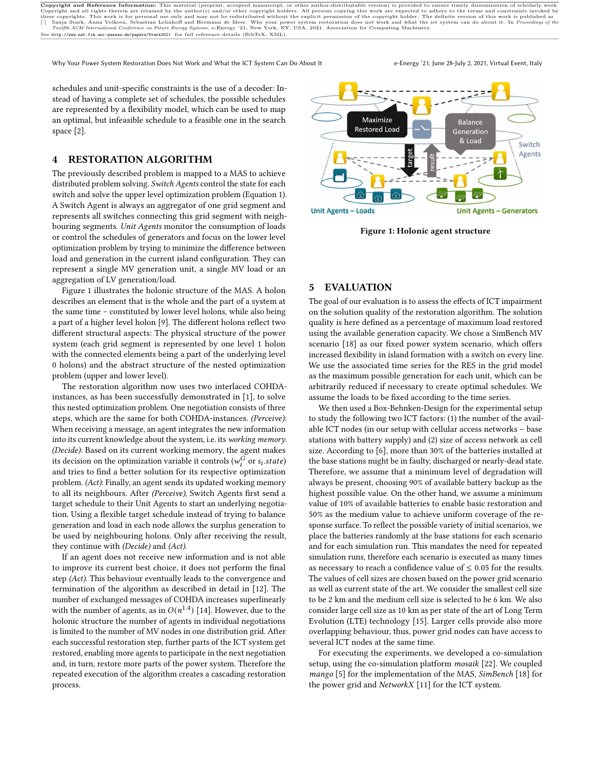Copyright and Reference Information: This material (preprint, accepted manuscript, or other author-distributable version) is provided to ensure timely dissemination of scholarly work. Copyright and all rights therein are retained by the author(s) and/or other copyright holders. All persons copying this work are expected to adhere to the terms and constraints invoked by these copyrights. This work is for personal use only and may not be redistributed without the explicit permission of the copyright holder. The definite version of this work is published as [·] Sanja Stark, Anna Volkova, Sebastian Lehnhoff and Hermann de Meer. Why your power system restoration does not work and what the ict system can do about it. In *Proceedings of the Twelfth ACM International Conference on Future Energy Systems*, e-Energy '21, New York, NY, USA, 2021. Association for Computing Machinery.
See http://www.net.fim.uni-passau.de/papers/Stark2021 for full reference details (BibTeX, XML).

schedules and unit-specific constraints is the use of a decoder: Instead of having a complete set of schedules, the possible schedules are represented by a flexibility model, which can be used to map an optimal, but infeasible schedule to a feasible one in the search space [2].

## 4 RESTORATION ALGORITHM

The previously described problem is mapped to a MAS to achieve distributed problem solving. *Switch Agents* control the state for each switch and solve the upper level optimization problem (Equation 1). A Switch Agent is always an aggregator of one grid segment and represents all switches connecting this grid segment with neighbouring segments. *Unit Agents* monitor the consumption of loads or control the schedules of generators and focus on the lower level optimization problem by trying to minimize the difference between load and generation in the current island configuration. They can represent a single MV generation unit, a single MV load or an aggregation of LV generation/load.

Figure 1 illustrates the holonic structure of the MAS. A holon describes an element that is the whole and the part of a system at the same time – constituted by lower level holons, while also being a part of a higher level holon [9]. The different holons reflect two different structural aspects: The physical structure of the power system (each grid segment is represented by one level 1 holon with the connected elements being a part of the underlying level 0 holons) and the abstract structure of the nested optimization problem (upper and lower level).

The restoration algorithm now uses two interlaced COHDA-instances, as has been successfully demonstrated in [1], to solve this nested optimization problem. One negotiation consists of three steps, which are the same for both COHDA-instances. *(Perceive)*: When receiving a message, an agent integrates the new information into its current knowledge about the system, i.e. its *working memory*. *(Decide)*: Based on its current working memory, the agent makes its decision on the optimization variable it controls ($w_i^G$ or $s_i.state$) and tries to find a better solution for its respective optimization problem. *(Act)*: Finally, an agent sends its updated working memory to all its neighbours. After *(Perceive)*, Switch Agents first send a target schedule to their Unit Agents to start an underlying negotiation. Using a flexible target schedule instead of trying to balance generation and load in each node allows the surplus generation to be used by neighbouring holons. Only after receiving the result, they continue with *(Decide)* and *(Act)*.

If an agent does not receive new information and is not able to improve its current best choice, it does not perform the final step *(Act)*. This behaviour eventually leads to the convergence and termination of the algorithm as described in detail in [12]. The number of exchanged messages of COHDA increases superlinearly with the number of agents, as in $O(n^{1.4})$ [14]. However, due to the holonic structure the number of agents in individual negotiations is limited to the number of MV nodes in one distribution grid. After each successful restoration step, further parts of the ICT system get restored, enabling more agents to participate in the next negotiation and, in turn, restore more parts of the power system. Therefore the repeated execution of the algorithm creates a cascading restoration process.

**Figure 1: Holonic agent structure**

## 5 EVALUATION

The goal of our evaluation is to assess the effects of ICT impairment on the solution quality of the restoration algorithm. The solution quality is here defined as a percentage of maximum load restored using the available generation capacity. We chose a SimBench MV scenario [18] as our fixed power system scenario, which offers increased flexibility in island formation with a switch on every line. We use the associated time series for the RES in the grid model as the maximum possible generation for each unit, which can be arbitrarily reduced if necessary to create optimal schedules. We assume the loads to be fixed according to the time series.

We then used a Box-Behnken-Design for the experimental setup to study the following two ICT factors: (1) the number of the available ICT nodes (in our setup with cellular access networks – base stations with battery supply) and (2) size of access network as cell size. According to [6], more than 30% of the batteries installed at the base stations might be in faulty, discharged or nearly-dead state. Therefore, we assume that a minimum level of degradation will always be present, choosing 90% of available battery backup as the highest possible value. On the other hand, we assume a minimum value of 10% of available batteries to enable basic restoration and 50% as the medium value to achieve uniform coverage of the response surface. To reflect the possible variety of initial scenarios, we place the batteries randomly at the base stations for each scenario and for each simulation run. This mandates the need for repeated simulation runs, therefore each scenario is executed as many times as necessary to reach a confidence value of ≤ 0.05 for the results. The values of cell sizes are chosen based on the power grid scenario as well as current state of the art. We consider the smallest cell size to be 2 km and the medium cell size is selected to be 6 km. We also consider large cell size as 10 km as per state of the art of Long Term Evolution (LTE) technology [15]. Larger cells provide also more overlapping behaviour, thus, power grid nodes can have access to several ICT nodes at the same time.

For executing the experiments, we developed a co-simulation setup, using the co-simulation platform *mosaik* [22]. We coupled *mango* [5] for the implementation of the MAS, *SimBench* [18] for the power grid and *NetworkX* [11] for the ICT system.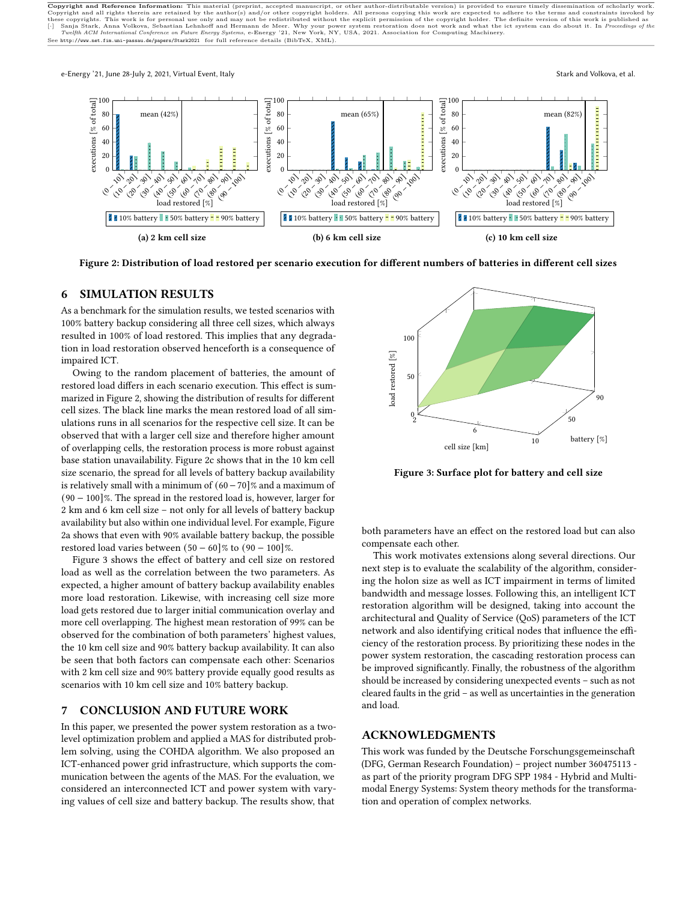Copyright and Reference Information: This material (preprint, accepted manuscript, or other author-distributable version) is provided to ensure timely dissemination of scholarly work. Copyright and all rights therein are retained by the author(s) and/or other copyright holders. All persons copying this work are expected to adhere to the terms and constraints invoked by these copyrights. This work is for personal use only and may not be redistributed without the explicit permission of the copyright holder. The definite version of this work is published as [·] Sanja Stark, Anna Volkova, Sebastian Lehnhoff and Hermann de Meer. Why your power system restoration does not work and what the ict system can do about it. In *Proceedings of the Twelfth ACM International Conference on Future Energy Systems*, e-Energy '21, New York, NY, USA, 2021. Association for Computing Machinery.
See http://www.net.fim.uni-passau.de/papers/Stark2021 for full reference details (BibTeX, XML).

**(a) 2 km cell size** **(b) 6 km cell size** **(c) 10 km cell size**

**Figure 2: Distribution of load restored per scenario execution for different numbers of batteries in different cell sizes**

## 6 SIMULATION RESULTS

As a benchmark for the simulation results, we tested scenarios with 100% battery backup considering all three cell sizes, which always resulted in 100% of load restored. This implies that any degradation in load restoration observed henceforth is a consequence of impaired ICT.

Owing to the random placement of batteries, the amount of restored load differs in each scenario execution. This effect is summarized in Figure 2, showing the distribution of results for different cell sizes. The black line marks the mean restored load of all simulations runs in all scenarios for the respective cell size. It can be observed that with a larger cell size and therefore higher amount of overlapping cells, the restoration process is more robust against base station unavailability. Figure 2c shows that in the 10 km cell size scenario, the spread for all levels of battery backup availability is relatively small with a minimum of $(60-70]\%$ and a maximum of $(90-100]\%$. The spread in the restored load is, however, larger for 2 km and 6 km cell size – not only for all levels of battery backup availability but also within one individual level. For example, Figure 2a shows that even with 90% available battery backup, the possible restored load varies between $(50-60]\%$ to $(90-100]\%$.

Figure 3 shows the effect of battery and cell size on restored load as well as the correlation between the two parameters. As expected, a higher amount of battery backup availability enables more load restoration. Likewise, with increasing cell size more load gets restored due to larger initial communication overlay and more cell overlapping. The highest mean restoration of 99% can be observed for the combination of both parameters' highest values, the 10 km cell size and 90% battery backup availability. It can also be seen that both factors can compensate each other: Scenarios with 2 km cell size and 90% battery provide equally good results as scenarios with 10 km cell size and 10% battery backup.

**Figure 3: Surface plot for battery and cell size**

## 7 CONCLUSION AND FUTURE WORK

In this paper, we presented the power system restoration as a two-level optimization problem and applied a MAS for distributed problem solving, using the COHDA algorithm. We also proposed an ICT-enhanced power grid infrastructure, which supports the communication between the agents of the MAS. For the evaluation, we considered an interconnected ICT and power system with varying values of cell size and battery backup. The results show, that both parameters have an effect on the restored load but can also compensate each other.

This work motivates extensions along several directions. Our next step is to evaluate the scalability of the algorithm, considering the holon size as well as ICT impairment in terms of limited bandwidth and message losses. Following this, an intelligent ICT restoration algorithm will be designed, taking into account the architectural and Quality of Service (QoS) parameters of the ICT network and also identifying critical nodes that influence the efficiency of the restoration process. By prioritizing these nodes in the power system restoration, the cascading restoration process can be improved significantly. Finally, the robustness of the algorithm should be increased by considering unexpected events – such as not cleared faults in the grid – as well as uncertainties in the generation and load.

## ACKNOWLEDGMENTS

This work was funded by the Deutsche Forschungsgemeinschaft (DFG, German Research Foundation) – project number 360475113 - as part of the priority program DFG SPP 1984 - Hybrid and Multimodal Energy Systems: System theory methods for the transformation and operation of complex networks.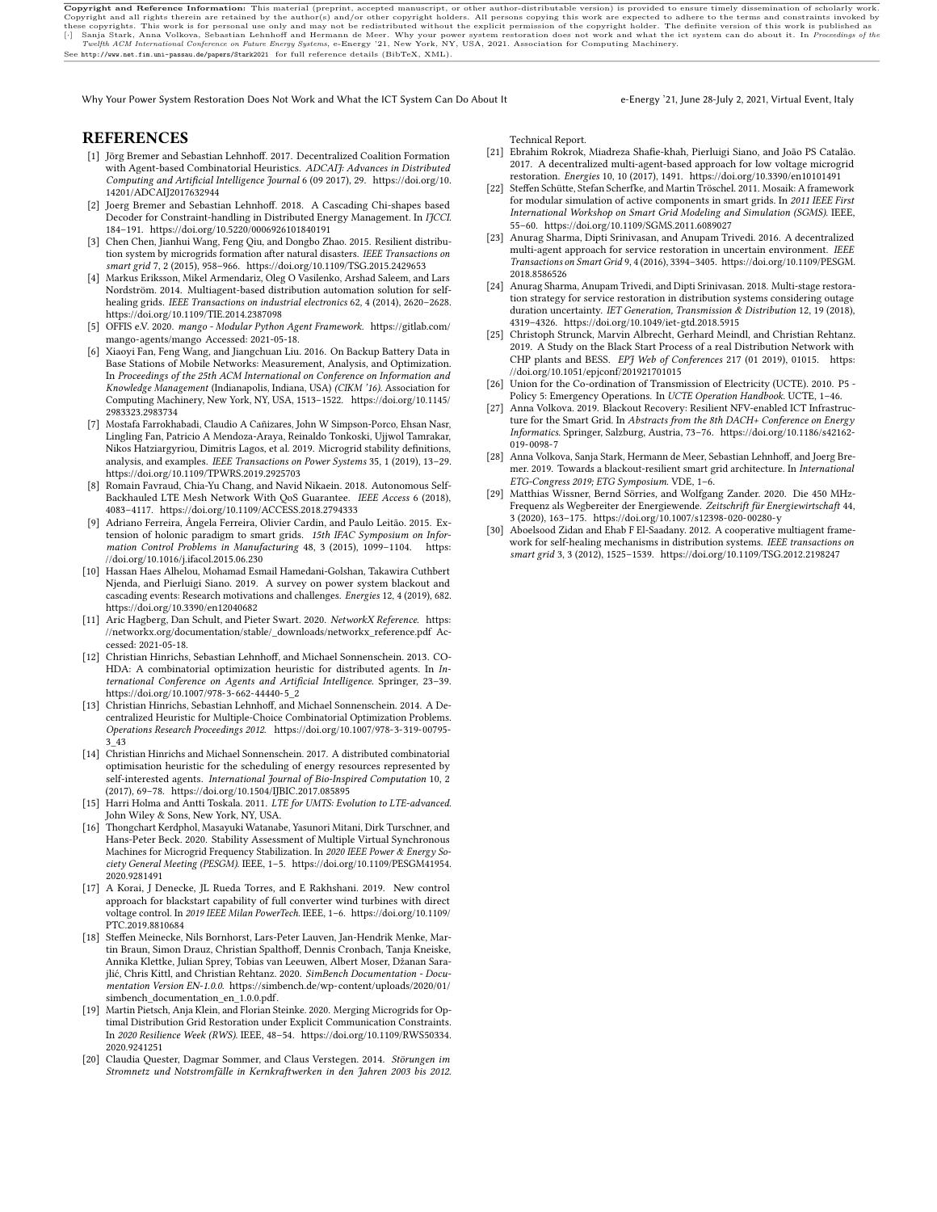## REFERENCES

[1] Jörg Bremer and Sebastian Lehnhoff. 2017. Decentralized Coalition Formation with Agent-based Combinatorial Heuristics. *ADCAIJ: Advances in Distributed Computing and Artificial Intelligence Journal* 6 (09 2017), 29. https://doi.org/10.14201/ADCAIJ2017632944

[2] Joerg Bremer and Sebastian Lehnhoff. 2018. A Cascading Chi-shapes based Decoder for Constraint-handling in Distributed Energy Management. In *IJCCI*. 184–191. https://doi.org/10.5220/0006926101840191

[3] Chen Chen, Jianhui Wang, Feng Qiu, and Dongbo Zhao. 2015. Resilient distribution system by microgrids formation after natural disasters. *IEEE Transactions on smart grid* 7, 2 (2015), 958–966. https://doi.org/10.1109/TSG.2015.2429653

[4] Markus Eriksson, Mikel Armendariz, Oleg O Vasilenko, Arshad Saleem, and Lars Nordström. 2014. Multiagent-based distribution automation solution for self-healing grids. *IEEE Transactions on industrial electronics* 62, 4 (2014), 2620–2628. https://doi.org/10.1109/TIE.2014.2387098

[5] OFFIS e.V. 2020. *mango - Modular Python Agent Framework*. https://gitlab.com/mango-agents/mango Accessed: 2021-05-18.

[6] Xiaoyi Fan, Feng Wang, and Jiangchuan Liu. 2016. On Backup Battery Data in Base Stations of Mobile Networks: Measurement, Analysis, and Optimization. In *Proceedings of the 25th ACM International on Conference on Information and Knowledge Management* (Indianapolis, Indiana, USA) *(CIKM '16)*. Association for Computing Machinery, New York, NY, USA, 1513–1522. https://doi.org/10.1145/2983323.2983734

[7] Mostafa Farrokhabadi, Claudio A Cañizares, John W Simpson-Porco, Ehsan Nasr, Lingling Fan, Patricio A Mendoza-Araya, Reinaldo Tonkoski, Ujjwol Tamrakar, Nikos Hatziargyriou, Dimitris Lagos, et al. 2019. Microgrid stability definitions, analysis, and examples. *IEEE Transactions on Power Systems* 35, 1 (2019), 13–29. https://doi.org/10.1109/TPWRS.2019.2925703

[8] Romain Favraud, Chia-Yu Chang, and Navid Nikaein. 2018. Autonomous Self-Backhauled LTE Mesh Network With QoS Guarantee. *IEEE Access* 6 (2018), 4083–4117. https://doi.org/10.1109/ACCESS.2018.2794333

[9] Adriano Ferreira, Ângela Ferreira, Olivier Cardin, and Paulo Leitão. 2015. Extension of holonic paradigm to smart grids. *15th IFAC Symposium on Information Control Problems in Manufacturing* 48, 3 (2015), 1099–1104. https://doi.org/10.1016/j.ifacol.2015.06.230

[10] Hassan Haes Alhelou, Mohamad Esmail Hamedani-Golshan, Takawira Cuthbert Njenda, and Pierluigi Siano. 2019. A survey on power system blackout and cascading events: Research motivations and challenges. *Energies* 12, 4 (2019), 682. https://doi.org/10.3390/en12040682

[11] Aric Hagberg, Dan Schult, and Pieter Swart. 2020. *NetworkX Reference*. https://networkx.org/documentation/stable/_downloads/networkx_reference.pdf Accessed: 2021-05-18.

[12] Christian Hinrichs, Sebastian Lehnhoff, and Michael Sonnenschein. 2013. COHDA: A combinatorial optimization heuristic for distributed agents. In *International Conference on Agents and Artificial Intelligence*. Springer, 23–39. https://doi.org/10.1007/978-3-662-44440-5_2

[13] Christian Hinrichs, Sebastian Lehnhoff, and Michael Sonnenschein. 2014. A Decentralized Heuristic for Multiple-Choice Combinatorial Optimization Problems. *Operations Research Proceedings 2012*. https://doi.org/10.1007/978-3-319-00795-3_43

[14] Christian Hinrichs and Michael Sonnenschein. 2017. A distributed combinatorial optimisation heuristic for the scheduling of energy resources represented by self-interested agents. *International Journal of Bio-Inspired Computation* 10, 2 (2017), 69–78. https://doi.org/10.1504/IJBIC.2017.085895

[15] Harri Holma and Antti Toskala. 2011. *LTE for UMTS: Evolution to LTE-advanced*. John Wiley & Sons, New York, NY, USA.

[16] Thongchart Kerdphol, Masayuki Watanabe, Yasunori Mitani, Dirk Turschner, and Hans-Peter Beck. 2020. Stability Assessment of Multiple Virtual Synchronous Machines for Microgrid Frequency Stabilization. In *2020 IEEE Power & Energy Society General Meeting (PESGM)*. IEEE, 1–5. https://doi.org/10.1109/PESGM41954.2020.9281491

[17] A Korai, J Denecke, JL Rueda Torres, and E Rakhshani. 2019. New control approach for blackstart capability of full converter wind turbines with direct voltage control. In *2019 IEEE Milan PowerTech*. IEEE, 1–6. https://doi.org/10.1109/PTC.2019.8810684

[18] Steffen Meinecke, Nils Bornhorst, Lars-Peter Lauven, Jan-Hendrik Menke, Martin Braun, Simon Drauz, Christian Spalthoff, Dennis Cronbach, Tanja Kneiske, Annika Klettke, Julian Sprey, Tobias van Leeuwen, Albert Moser, Džanan Sarajlić, Chris Kittl, and Christian Rehtanz. 2020. *SimBench Documentation - Documentation Version EN-1.0.0*. https://simbench.de/wp-content/uploads/2020/01/simbench_documentation_en_1.0.0.pdf.

[19] Martin Pietsch, Anja Klein, and Florian Steinke. 2020. Merging Microgrids for Optimal Distribution Grid Restoration under Explicit Communication Constraints. In *2020 Resilience Week (RWS)*. IEEE, 48–54. https://doi.org/10.1109/RWS50334.2020.9241251

[20] Claudia Quester, Dagmar Sommer, and Claus Verstegen. 2014. *Störungen im Stromnetz und Notstromfälle in Kernkraftwerken in den Jahren 2003 bis 2012.* Technical Report.

[21] Ebrahim Rokrok, Miadreza Shafie-khah, Pierluigi Siano, and João PS Catalão. 2017. A decentralized multi-agent-based approach for low voltage microgrid restoration. *Energies* 10, 10 (2017), 1491. https://doi.org/10.3390/en10101491

[22] Steffen Schütte, Stefan Scherfke, and Martin Tröschel. 2011. Mosaik: A framework for modular simulation of active components in smart grids. In *2011 IEEE First International Workshop on Smart Grid Modeling and Simulation (SGMS)*. IEEE, 55–60. https://doi.org/10.1109/SGMS.2011.6089027

[23] Anurag Sharma, Dipti Srinivasan, and Anupam Trivedi. 2016. A decentralized multi-agent approach for service restoration in uncertain environment. *IEEE Transactions on Smart Grid* 9, 4 (2016), 3394–3405. https://doi.org/10.1109/PESGM.2018.8586526

[24] Anurag Sharma, Anupam Trivedi, and Dipti Srinivasan. 2018. Multi-stage restoration strategy for service restoration in distribution systems considering outage duration uncertainty. *IET Generation, Transmission & Distribution* 12, 19 (2018), 4319–4326. https://doi.org/10.1049/iet-gtd.2018.5915

[25] Christoph Strunck, Marvin Albrecht, Gerhard Meindl, and Christian Rehtanz. 2019. A Study on the Black Start Process of a real Distribution Network with CHP plants and BESS. *EPJ Web of Conferences* 217 (01 2019), 01015. https://doi.org/10.1051/epjconf/201921701015

[26] Union for the Co-ordination of Transmission of Electricity (UCTE). 2010. P5 - Policy 5: Emergency Operations. In *UCTE Operation Handbook*. UCTE, 1–46.

[27] Anna Volkova. 2019. Blackout Recovery: Resilient NFV-enabled ICT Infrastructure for the Smart Grid. In *Abstracts from the 8th DACH+ Conference on Energy Informatics*. Springer, Salzburg, Austria, 73–76. https://doi.org/10.1186/s42162-019-0098-7

[28] Anna Volkova, Sanja Stark, Hermann de Meer, Sebastian Lehnhoff, and Joerg Bremer. 2019. Towards a blackout-resilient smart grid architecture. In *International ETG-Congress 2019; ETG Symposium*. VDE, 1–6.

[29] Matthias Wissner, Bernd Sörries, and Wolfgang Zander. 2020. Die 450 MHz-Frequenz als Wegbereiter der Energiewende. *Zeitschrift für Energiewirtschaft* 44, 3 (2020), 163–175. https://doi.org/10.1007/s12398-020-00280-y

[30] Aboelsood Zidan and Ehab F El-Saadany. 2012. A cooperative multiagent framework for self-healing mechanisms in distribution systems. *IEEE transactions on smart grid* 3, 3 (2012), 1525–1539. https://doi.org/10.1109/TSG.2012.2198247